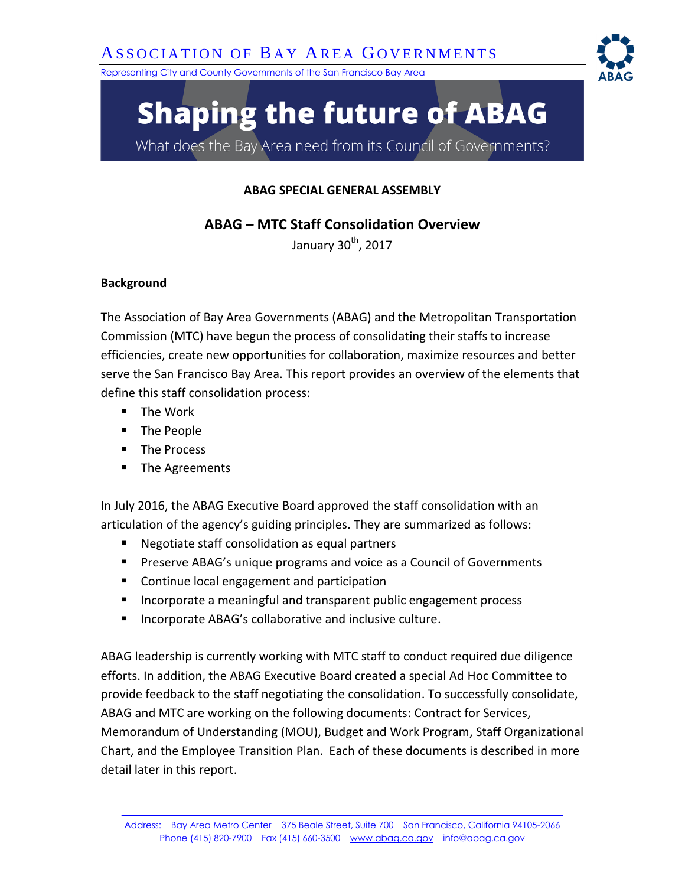# Association of Bay Area Governments

Representing City and County Governments of the San Francisco Bay Area

# Shaping the future of ABAG

What does the Bay Area need from its Council of Governments?

**ABAG SPECIAL GENERAL ASSEMBLY**

## ABAG – MTC Staff Consolidation Overview

January 30th, 2017

**Background**

The Association of Bay Area Governments (ABAG) and the Metropolitan Transportation Commission (MTC) have begun the process of consolidating their staffs to increase efficiencies, create new opportunities for collaboration, maximize resources and better serve the San Francisco Bay Area. This report provides an overview of the elements that define this staff consolidation process:

- The Work
- The People
- The Process
- The Agreements

In July 2016, the ABAG Executive Board approved the staff consolidation with an articulation of the agency's guiding principles. They are summarized as follows:

- Negotiate staff consolidation as equal partners
- Preserve ABAG's unique programs and voice as a Council of Governments
- Continue local engagement and participation
- Incorporate a meaningful and transparent public engagement process
- Incorporate ABAG's collaborative and inclusive culture.

ABAG leadership is currently working with MTC staff to conduct required due diligence efforts. In addition, the ABAG Executive Board created a special Ad Hoc Committee to provide feedback to the staff negotiating the consolidation. To successfully consolidate, ABAG and MTC are working on the following documents: Contract for Services, Memorandum of Understanding (MOU), Budget and Work Program, Staff Organizational Chart, and the Employee Transition Plan. Each of these documents is described in more detail later in this report.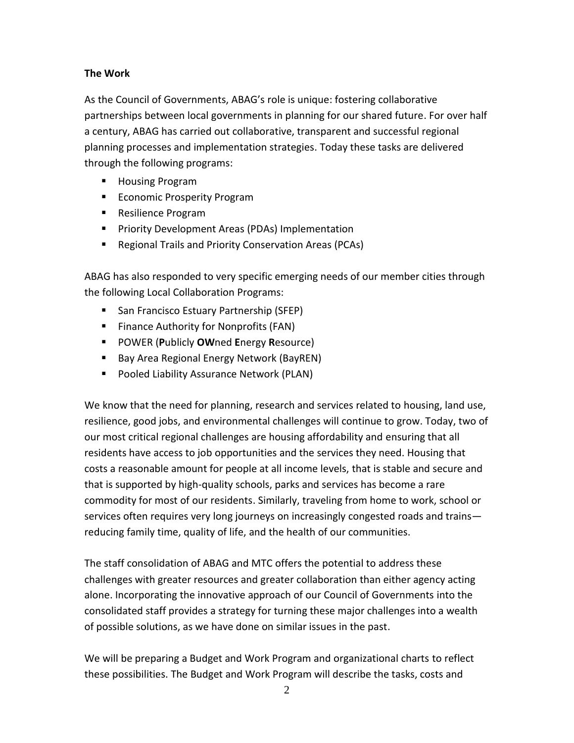**The Work**

As the Council of Governments, ABAG's role is unique: fostering collaborative partnerships between local governments in planning for our shared future. For over half a century, ABAG has carried out collaborative, transparent and successful regional planning processes and implementation strategies. Today these tasks are delivered through the following programs:

- Housing Program
- Economic Prosperity Program
- Resilience Program
- Priority Development Areas (PDAs) Implementation
- Regional Trails and Priority Conservation Areas (PCAs)

ABAG has also responded to very specific emerging needs of our member cities through the following Local Collaboration Programs:

- San Francisco Estuary Partnership (SFEP)
- Finance Authority for Nonprofits (FAN)
- POWER (**P**ublicly **OW**ned **E**nergy **R**esource)
- Bay Area Regional Energy Network (BayREN)
- Pooled Liability Assurance Network (PLAN)

We know that the need for planning, research and services related to housing, land use, resilience, good jobs, and environmental challenges will continue to grow. Today, two of our most critical regional challenges are housing affordability and ensuring that all residents have access to job opportunities and the services they need. Housing that costs a reasonable amount for people at all income levels, that is stable and secure and that is supported by high-quality schools, parks and services has become a rare commodity for most of our residents. Similarly, traveling from home to work, school or services often requires very long journeys on increasingly congested roads and trains—reducing family time, quality of life, and the health of our communities.

The staff consolidation of ABAG and MTC offers the potential to address these challenges with greater resources and greater collaboration than either agency acting alone. Incorporating the innovative approach of our Council of Governments into the consolidated staff provides a strategy for turning these major challenges into a wealth of possible solutions, as we have done on similar issues in the past.

We will be preparing a Budget and Work Program and organizational charts to reflect these possibilities. The Budget and Work Program will describe the tasks, costs and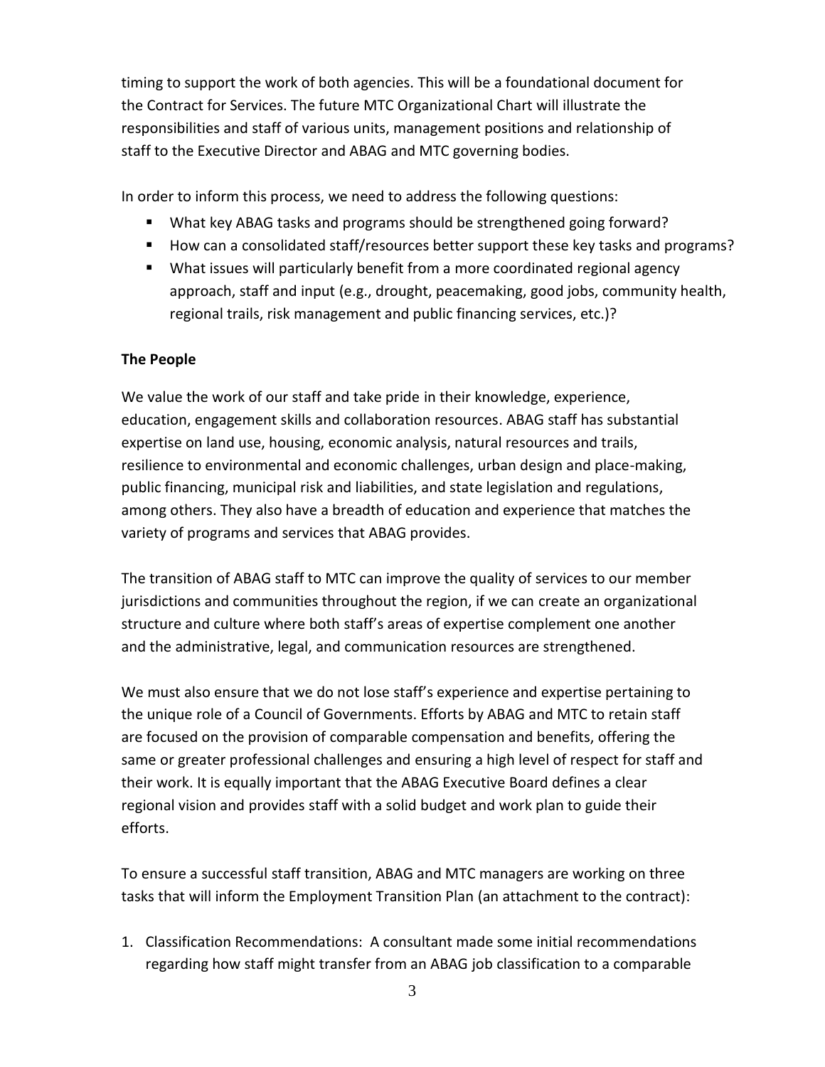timing to support the work of both agencies. This will be a foundational document for the Contract for Services. The future MTC Organizational Chart will illustrate the responsibilities and staff of various units, management positions and relationship of staff to the Executive Director and ABAG and MTC governing bodies.

In order to inform this process, we need to address the following questions:

- What key ABAG tasks and programs should be strengthened going forward?
- How can a consolidated staff/resources better support these key tasks and programs?
- What issues will particularly benefit from a more coordinated regional agency approach, staff and input (e.g., drought, peacemaking, good jobs, community health, regional trails, risk management and public financing services, etc.)?

**The People**

We value the work of our staff and take pride in their knowledge, experience, education, engagement skills and collaboration resources. ABAG staff has substantial expertise on land use, housing, economic analysis, natural resources and trails, resilience to environmental and economic challenges, urban design and place-making, public financing, municipal risk and liabilities, and state legislation and regulations, among others. They also have a breadth of education and experience that matches the variety of programs and services that ABAG provides.

The transition of ABAG staff to MTC can improve the quality of services to our member jurisdictions and communities throughout the region, if we can create an organizational structure and culture where both staff's areas of expertise complement one another and the administrative, legal, and communication resources are strengthened.

We must also ensure that we do not lose staff's experience and expertise pertaining to the unique role of a Council of Governments. Efforts by ABAG and MTC to retain staff are focused on the provision of comparable compensation and benefits, offering the same or greater professional challenges and ensuring a high level of respect for staff and their work. It is equally important that the ABAG Executive Board defines a clear regional vision and provides staff with a solid budget and work plan to guide their efforts.

To ensure a successful staff transition, ABAG and MTC managers are working on three tasks that will inform the Employment Transition Plan (an attachment to the contract):

1. Classification Recommendations: A consultant made some initial recommendations regarding how staff might transfer from an ABAG job classification to a comparable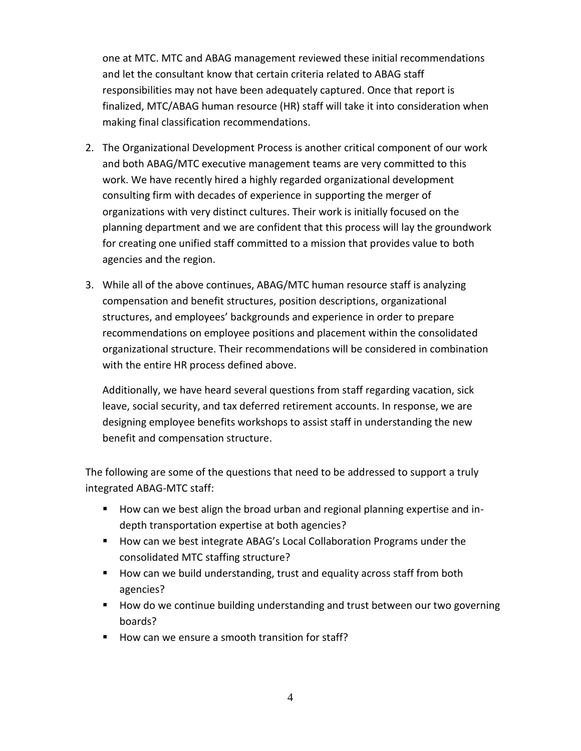one at MTC. MTC and ABAG management reviewed these initial recommendations and let the consultant know that certain criteria related to ABAG staff responsibilities may not have been adequately captured. Once that report is finalized, MTC/ABAG human resource (HR) staff will take it into consideration when making final classification recommendations.

2. The Organizational Development Process is another critical component of our work and both ABAG/MTC executive management teams are very committed to this work. We have recently hired a highly regarded organizational development consulting firm with decades of experience in supporting the merger of organizations with very distinct cultures. Their work is initially focused on the planning department and we are confident that this process will lay the groundwork for creating one unified staff committed to a mission that provides value to both agencies and the region.

3. While all of the above continues, ABAG/MTC human resource staff is analyzing compensation and benefit structures, position descriptions, organizational structures, and employees' backgrounds and experience in order to prepare recommendations on employee positions and placement within the consolidated organizational structure. Their recommendations will be considered in combination with the entire HR process defined above.

   Additionally, we have heard several questions from staff regarding vacation, sick leave, social security, and tax deferred retirement accounts. In response, we are designing employee benefits workshops to assist staff in understanding the new benefit and compensation structure.

The following are some of the questions that need to be addressed to support a truly integrated ABAG-MTC staff:

- How can we best align the broad urban and regional planning expertise and in-depth transportation expertise at both agencies?
- How can we best integrate ABAG's Local Collaboration Programs under the consolidated MTC staffing structure?
- How can we build understanding, trust and equality across staff from both agencies?
- How do we continue building understanding and trust between our two governing boards?
- How can we ensure a smooth transition for staff?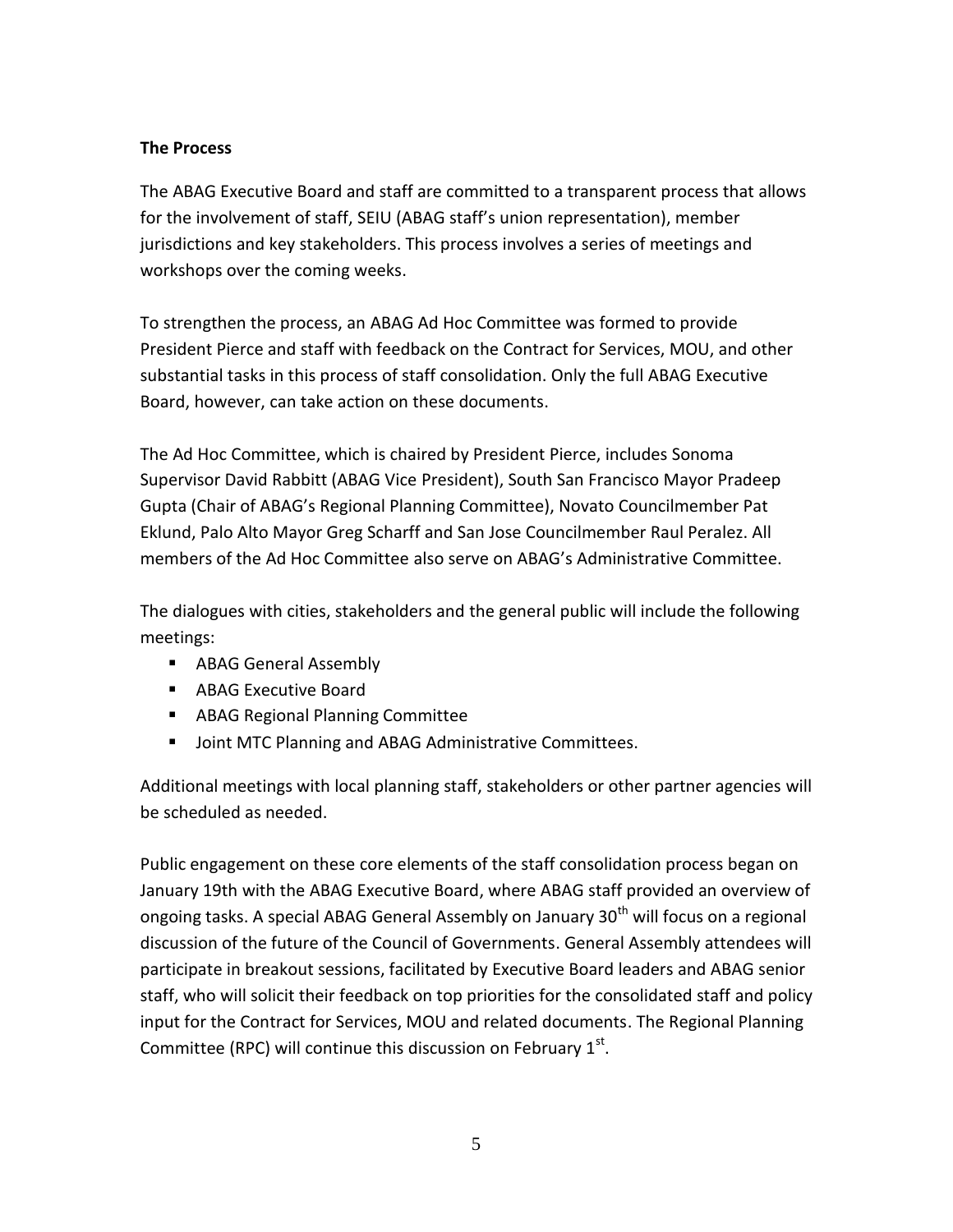**The Process**

The ABAG Executive Board and staff are committed to a transparent process that allows for the involvement of staff, SEIU (ABAG staff's union representation), member jurisdictions and key stakeholders. This process involves a series of meetings and workshops over the coming weeks.

To strengthen the process, an ABAG Ad Hoc Committee was formed to provide President Pierce and staff with feedback on the Contract for Services, MOU, and other substantial tasks in this process of staff consolidation. Only the full ABAG Executive Board, however, can take action on these documents.

The Ad Hoc Committee, which is chaired by President Pierce, includes Sonoma Supervisor David Rabbitt (ABAG Vice President), South San Francisco Mayor Pradeep Gupta (Chair of ABAG's Regional Planning Committee), Novato Councilmember Pat Eklund, Palo Alto Mayor Greg Scharff and San Jose Councilmember Raul Peralez. All members of the Ad Hoc Committee also serve on ABAG's Administrative Committee.

The dialogues with cities, stakeholders and the general public will include the following meetings:

- ABAG General Assembly
- ABAG Executive Board
- ABAG Regional Planning Committee
- Joint MTC Planning and ABAG Administrative Committees.

Additional meetings with local planning staff, stakeholders or other partner agencies will be scheduled as needed.

Public engagement on these core elements of the staff consolidation process began on January 19th with the ABAG Executive Board, where ABAG staff provided an overview of ongoing tasks. A special ABAG General Assembly on January 30th will focus on a regional discussion of the future of the Council of Governments. General Assembly attendees will participate in breakout sessions, facilitated by Executive Board leaders and ABAG senior staff, who will solicit their feedback on top priorities for the consolidated staff and policy input for the Contract for Services, MOU and related documents. The Regional Planning Committee (RPC) will continue this discussion on February 1st.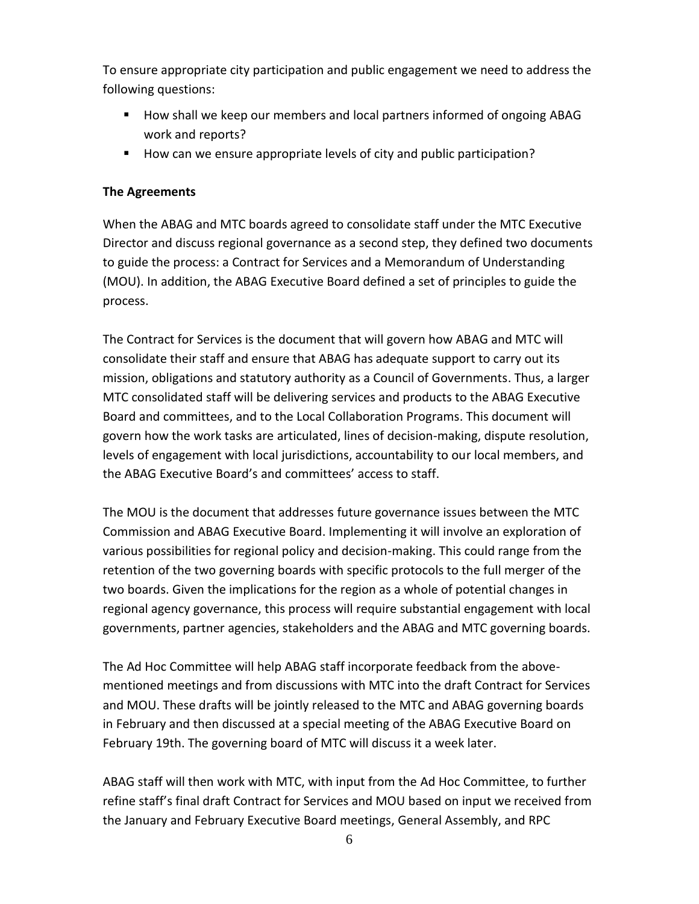To ensure appropriate city participation and public engagement we need to address the following questions:

- How shall we keep our members and local partners informed of ongoing ABAG work and reports?
- How can we ensure appropriate levels of city and public participation?

**The Agreements**

When the ABAG and MTC boards agreed to consolidate staff under the MTC Executive Director and discuss regional governance as a second step, they defined two documents to guide the process: a Contract for Services and a Memorandum of Understanding (MOU). In addition, the ABAG Executive Board defined a set of principles to guide the process.

The Contract for Services is the document that will govern how ABAG and MTC will consolidate their staff and ensure that ABAG has adequate support to carry out its mission, obligations and statutory authority as a Council of Governments. Thus, a larger MTC consolidated staff will be delivering services and products to the ABAG Executive Board and committees, and to the Local Collaboration Programs. This document will govern how the work tasks are articulated, lines of decision-making, dispute resolution, levels of engagement with local jurisdictions, accountability to our local members, and the ABAG Executive Board's and committees' access to staff.

The MOU is the document that addresses future governance issues between the MTC Commission and ABAG Executive Board. Implementing it will involve an exploration of various possibilities for regional policy and decision-making. This could range from the retention of the two governing boards with specific protocols to the full merger of the two boards. Given the implications for the region as a whole of potential changes in regional agency governance, this process will require substantial engagement with local governments, partner agencies, stakeholders and the ABAG and MTC governing boards.

The Ad Hoc Committee will help ABAG staff incorporate feedback from the above-mentioned meetings and from discussions with MTC into the draft Contract for Services and MOU. These drafts will be jointly released to the MTC and ABAG governing boards in February and then discussed at a special meeting of the ABAG Executive Board on February 19th. The governing board of MTC will discuss it a week later.

ABAG staff will then work with MTC, with input from the Ad Hoc Committee, to further refine staff's final draft Contract for Services and MOU based on input we received from the January and February Executive Board meetings, General Assembly, and RPC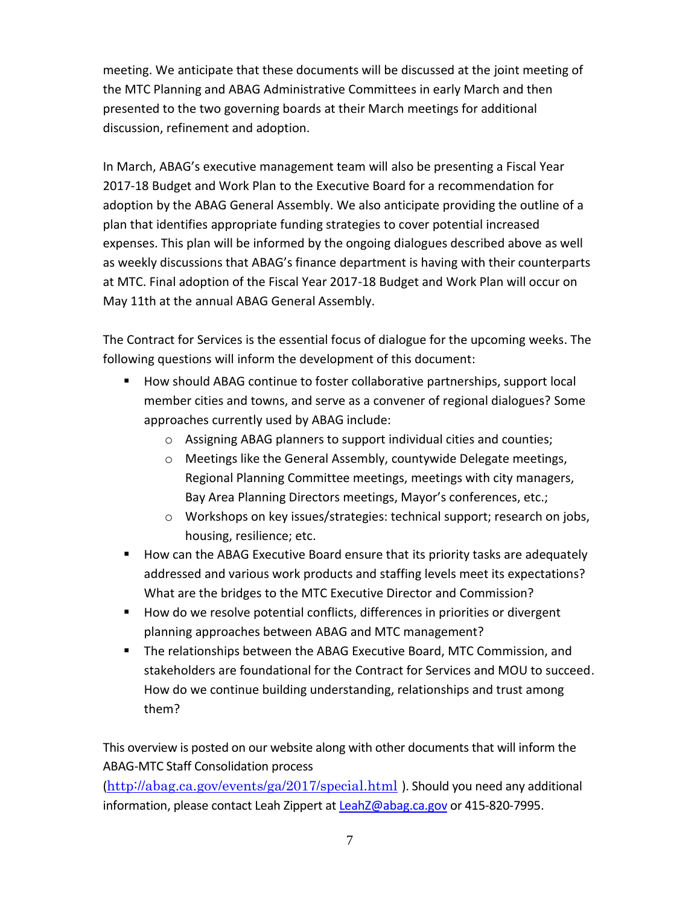meeting. We anticipate that these documents will be discussed at the joint meeting of the MTC Planning and ABAG Administrative Committees in early March and then presented to the two governing boards at their March meetings for additional discussion, refinement and adoption.

In March, ABAG's executive management team will also be presenting a Fiscal Year 2017-18 Budget and Work Plan to the Executive Board for a recommendation for adoption by the ABAG General Assembly. We also anticipate providing the outline of a plan that identifies appropriate funding strategies to cover potential increased expenses. This plan will be informed by the ongoing dialogues described above as well as weekly discussions that ABAG's finance department is having with their counterparts at MTC. Final adoption of the Fiscal Year 2017-18 Budget and Work Plan will occur on May 11th at the annual ABAG General Assembly.

The Contract for Services is the essential focus of dialogue for the upcoming weeks. The following questions will inform the development of this document:

- How should ABAG continue to foster collaborative partnerships, support local member cities and towns, and serve as a convener of regional dialogues? Some approaches currently used by ABAG include:
  - Assigning ABAG planners to support individual cities and counties;
  - Meetings like the General Assembly, countywide Delegate meetings, Regional Planning Committee meetings, meetings with city managers, Bay Area Planning Directors meetings, Mayor's conferences, etc.;
  - Workshops on key issues/strategies: technical support; research on jobs, housing, resilience; etc.
- How can the ABAG Executive Board ensure that its priority tasks are adequately addressed and various work products and staffing levels meet its expectations? What are the bridges to the MTC Executive Director and Commission?
- How do we resolve potential conflicts, differences in priorities or divergent planning approaches between ABAG and MTC management?
- The relationships between the ABAG Executive Board, MTC Commission, and stakeholders are foundational for the Contract for Services and MOU to succeed. How do we continue building understanding, relationships and trust among them?

This overview is posted on our website along with other documents that will inform the ABAG-MTC Staff Consolidation process (http://abag.ca.gov/events/ga/2017/special.html ). Should you need any additional information, please contact Leah Zippert at LeahZ@abag.ca.gov or 415-820-7995.